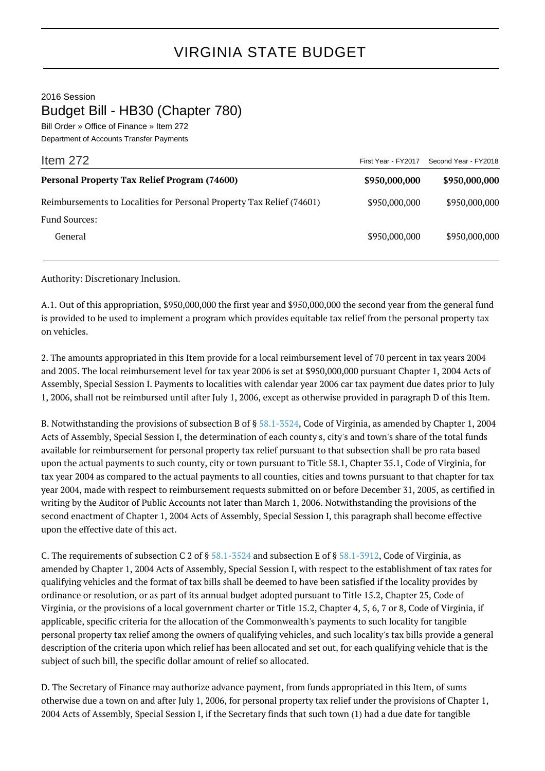# VIRGINIA STATE BUDGET

2016 Session

## Budget Bill - HB30 (Chapter 780)

Bill Order » Office of Finance » Item 272

Department of Accounts Transfer Payments

| Item 272 | First Year - FY2017 | Second Year - FY2018 |
|---|---|---|
| **Personal Property Tax Relief Program (74600)** | **$950,000,000** | **$950,000,000** |
| Reimbursements to Localities for Personal Property Tax Relief (74601) | $950,000,000 | $950,000,000 |
| Fund Sources: | | |
| General | $950,000,000 | $950,000,000 |

Authority: Discretionary Inclusion.

A.1. Out of this appropriation, $950,000,000 the first year and $950,000,000 the second year from the general fund is provided to be used to implement a program which provides equitable tax relief from the personal property tax on vehicles.

2. The amounts appropriated in this Item provide for a local reimbursement level of 70 percent in tax years 2004 and 2005. The local reimbursement level for tax year 2006 is set at $950,000,000 pursuant Chapter 1, 2004 Acts of Assembly, Special Session I. Payments to localities with calendar year 2006 car tax payment due dates prior to July 1, 2006, shall not be reimbursed until after July 1, 2006, except as otherwise provided in paragraph D of this Item.

B. Notwithstanding the provisions of subsection B of § 58.1-3524, Code of Virginia, as amended by Chapter 1, 2004 Acts of Assembly, Special Session I, the determination of each county's, city's and town's share of the total funds available for reimbursement for personal property tax relief pursuant to that subsection shall be pro rata based upon the actual payments to such county, city or town pursuant to Title 58.1, Chapter 35.1, Code of Virginia, for tax year 2004 as compared to the actual payments to all counties, cities and towns pursuant to that chapter for tax year 2004, made with respect to reimbursement requests submitted on or before December 31, 2005, as certified in writing by the Auditor of Public Accounts not later than March 1, 2006. Notwithstanding the provisions of the second enactment of Chapter 1, 2004 Acts of Assembly, Special Session I, this paragraph shall become effective upon the effective date of this act.

C. The requirements of subsection C 2 of § 58.1-3524 and subsection E of § 58.1-3912, Code of Virginia, as amended by Chapter 1, 2004 Acts of Assembly, Special Session I, with respect to the establishment of tax rates for qualifying vehicles and the format of tax bills shall be deemed to have been satisfied if the locality provides by ordinance or resolution, or as part of its annual budget adopted pursuant to Title 15.2, Chapter 25, Code of Virginia, or the provisions of a local government charter or Title 15.2, Chapter 4, 5, 6, 7 or 8, Code of Virginia, if applicable, specific criteria for the allocation of the Commonwealth's payments to such locality for tangible personal property tax relief among the owners of qualifying vehicles, and such locality's tax bills provide a general description of the criteria upon which relief has been allocated and set out, for each qualifying vehicle that is the subject of such bill, the specific dollar amount of relief so allocated.

D. The Secretary of Finance may authorize advance payment, from funds appropriated in this Item, of sums otherwise due a town on and after July 1, 2006, for personal property tax relief under the provisions of Chapter 1, 2004 Acts of Assembly, Special Session I, if the Secretary finds that such town (1) had a due date for tangible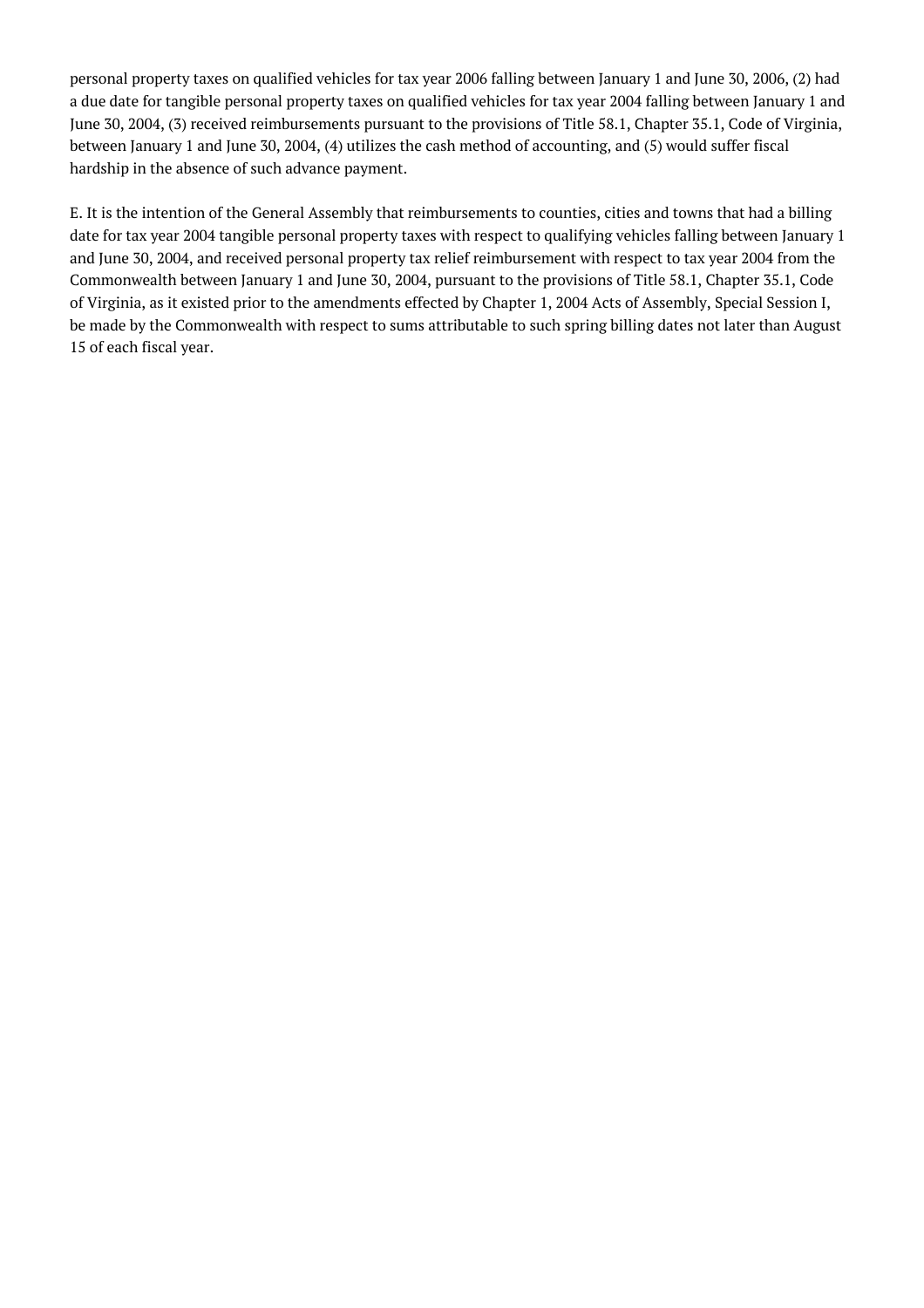personal property taxes on qualified vehicles for tax year 2006 falling between January 1 and June 30, 2006, (2) had a due date for tangible personal property taxes on qualified vehicles for tax year 2004 falling between January 1 and June 30, 2004, (3) received reimbursements pursuant to the provisions of Title 58.1, Chapter 35.1, Code of Virginia, between January 1 and June 30, 2004, (4) utilizes the cash method of accounting, and (5) would suffer fiscal hardship in the absence of such advance payment.

E. It is the intention of the General Assembly that reimbursements to counties, cities and towns that had a billing date for tax year 2004 tangible personal property taxes with respect to qualifying vehicles falling between January 1 and June 30, 2004, and received personal property tax relief reimbursement with respect to tax year 2004 from the Commonwealth between January 1 and June 30, 2004, pursuant to the provisions of Title 58.1, Chapter 35.1, Code of Virginia, as it existed prior to the amendments effected by Chapter 1, 2004 Acts of Assembly, Special Session I, be made by the Commonwealth with respect to sums attributable to such spring billing dates not later than August 15 of each fiscal year.